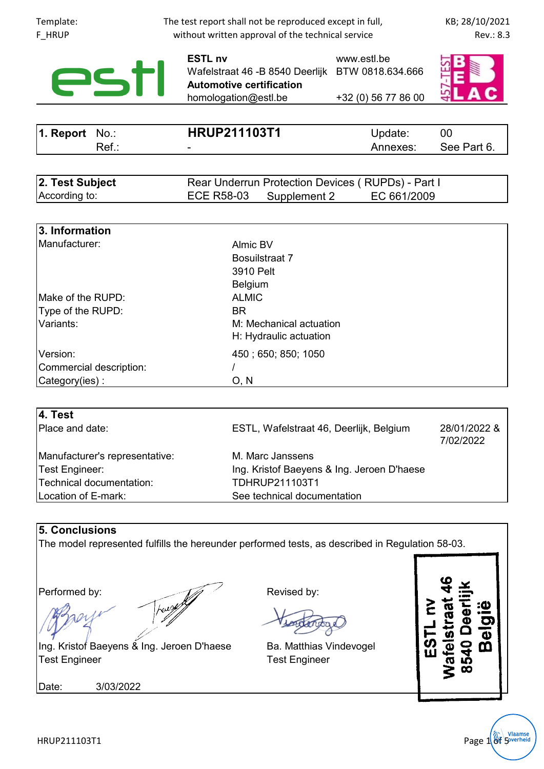Template: F_HRUP

The test report shall not be reproduced except in full, without written approval of the technical service

KB; 28/10/2021 Rev.: 8.3

**ESTL nv**
Wafelstraat 46 -B 8540 Deerlijk
**Automotive certification**
homologation@estl.be

www.estl.be
BTW 0818.634.666
+32 (0) 56 77 86 00

| **1. Report** No.: | **HRUP211103T1** | Update: | 00 |
|---|---|---|---|
| Ref.: | - | Annexes: | See Part 6. |

| **2. Test Subject** | Rear Underrun Protection Devices ( RUPDs) - Part I | | |
|---|---|---|---|
| According to: | ECE R58-03 | Supplement 2 | EC 661/2009 |

| **3. Information** | |
|---|---|
| Manufacturer: | Almic BV<br>Bosuilstraat 7<br>3910 Pelt<br>Belgium |
| Make of the RUPD: | ALMIC |
| Type of the RUPD: | BR |
| Variants: | M: Mechanical actuation<br>H: Hydraulic actuation |
| Version: | 450 ; 650; 850; 1050 |
| Commercial description: | / |
| Category(ies) : | O, N |

| **4. Test** | | |
|---|---|---|
| Place and date: | ESTL, Wafelstraat 46, Deerlijk, Belgium | 28/01/2022 & 7/02/2022 |
| Manufacturer's representative: | M. Marc Janssens | |
| Test Engineer: | Ing. Kristof Baeyens & Ing. Jeroen D'haese | |
| Technical documentation: | TDHRUP211103T1 | |
| Location of E-mark: | See technical documentation | |

**5. Conclusions**

The model represented fulfills the hereunder performed tests, as described in Regulation 58-03.

Performed by:
Ing. Kristof Baeyens & Ing. Jeroen D'haese
Test Engineer

Revised by:
Ba. Matthias Vindevogel
Test Engineer

ESTL nv
Wafelstraat 46
8540 Deerlijk
België

Date: 3/03/2022

HRUP211103T1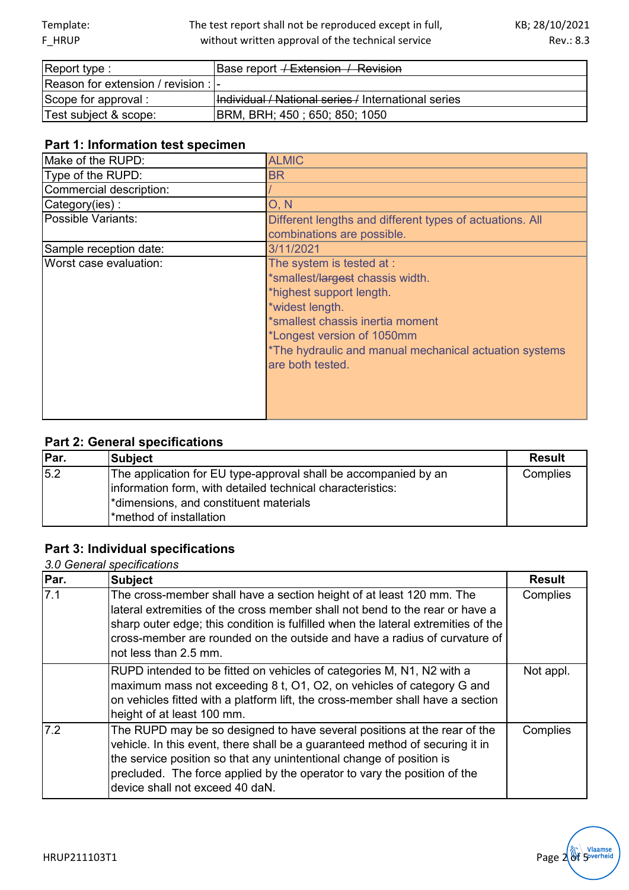| Report type : | Base report ~~/ Extension / Revision~~ |
|---|---|
| Reason for extension / revision : | - |
| Scope for approval : | ~~Individual / National series /~~ International series |
| Test subject & scope: | BRM, BRH; 450 ; 650; 850; 1050 |

## Part 1: Information test specimen

| Make of the RUPD: | ALMIC |
|---|---|
| Type of the RUPD: | BR |
| Commercial description: | / |
| Category(ies) : | O, N |
| Possible Variants: | Different lengths and different types of actuations. All combinations are possible. |
| Sample reception date: | 3/11/2021 |
| Worst case evaluation: | The system is tested at :<br>*smallest/~~largest~~ chassis width.<br>*highest support length.<br>*widest length.<br>*smallest chassis inertia moment<br>*Longest version of 1050mm<br>*The hydraulic and manual mechanical actuation systems are both tested. |

## Part 2: General specifications

| Par. | Subject | Result |
|---|---|---|
| 5.2 | The application for EU type-approval shall be accompanied by an information form, with detailed technical characteristics:<br>*dimensions, and constituent materials<br>*method of installation | Complies |

## Part 3: Individual specifications

*3.0 General specifications*

| Par. | Subject | Result |
|---|---|---|
| 7.1 | The cross-member shall have a section height of at least 120 mm. The lateral extremities of the cross member shall not bend to the rear or have a sharp outer edge; this condition is fulfilled when the lateral extremities of the cross-member are rounded on the outside and have a radius of curvature of not less than 2.5 mm. | Complies |
| | RUPD intended to be fitted on vehicles of categories M, N1, N2 with a maximum mass not exceeding 8 t, O1, O2, on vehicles of category G and on vehicles fitted with a platform lift, the cross-member shall have a section height of at least 100 mm. | Not appl. |
| 7.2 | The RUPD may be so designed to have several positions at the rear of the vehicle. In this event, there shall be a guaranteed method of securing it in the service position so that any unintentional change of position is precluded. The force applied by the operator to vary the position of the device shall not exceed 40 daN. | Complies |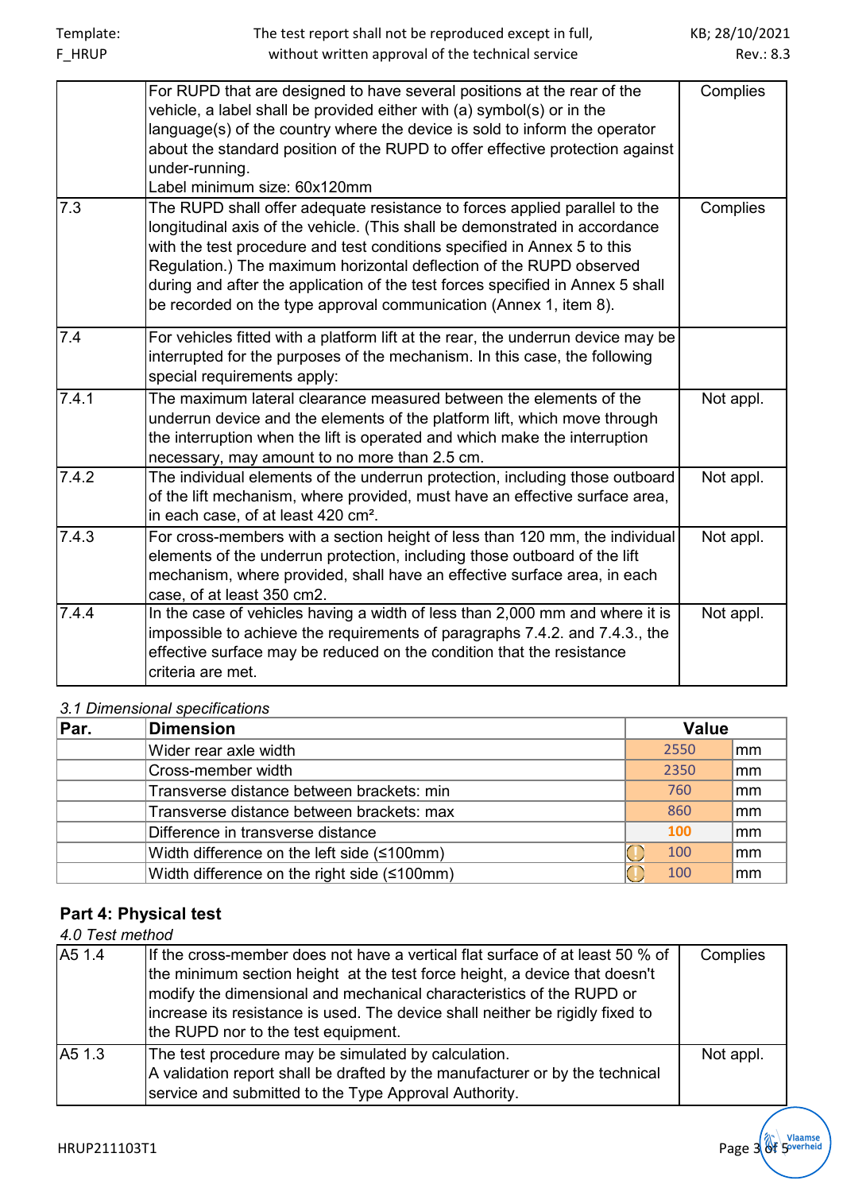| | | |
|---|---|---|
| | For RUPD that are designed to have several positions at the rear of the vehicle, a label shall be provided either with (a) symbol(s) or in the language(s) of the country where the device is sold to inform the operator about the standard position of the RUPD to offer effective protection against under-running.<br>Label minimum size: 60x120mm | Complies |
| 7.3 | The RUPD shall offer adequate resistance to forces applied parallel to the longitudinal axis of the vehicle. (This shall be demonstrated in accordance with the test procedure and test conditions specified in Annex 5 to this Regulation.) The maximum horizontal deflection of the RUPD observed during and after the application of the test forces specified in Annex 5 shall be recorded on the type approval communication (Annex 1, item 8). | Complies |
| 7.4 | For vehicles fitted with a platform lift at the rear, the underrun device may be interrupted for the purposes of the mechanism. In this case, the following special requirements apply: | |
| 7.4.1 | The maximum lateral clearance measured between the elements of the underrun device and the elements of the platform lift, which move through the interruption when the lift is operated and which make the interruption necessary, may amount to no more than 2.5 cm. | Not appl. |
| 7.4.2 | The individual elements of the underrun protection, including those outboard of the lift mechanism, where provided, must have an effective surface area, in each case, of at least 420 cm². | Not appl. |
| 7.4.3 | For cross-members with a section height of less than 120 mm, the individual elements of the underrun protection, including those outboard of the lift mechanism, where provided, shall have an effective surface area, in each case, of at least 350 cm2. | Not appl. |
| 7.4.4 | In the case of vehicles having a width of less than 2,000 mm and where it is impossible to achieve the requirements of paragraphs 7.4.2. and 7.4.3., the effective surface may be reduced on the condition that the resistance criteria are met. | Not appl. |

*3.1 Dimensional specifications*

| Par. | Dimension | Value | |
|---|---|---|---|
| | Wider rear axle width | 2550 | mm |
| | Cross-member width | 2350 | mm |
| | Transverse distance between brackets: min | 760 | mm |
| | Transverse distance between brackets: max | 860 | mm |
| | Difference in transverse distance | 100 | mm |
| | Width difference on the left side (≤100mm) | 100 | mm |
| | Width difference on the right side (≤100mm) | 100 | mm |

## Part 4: Physical test

*4.0 Test method*

| | | |
|---|---|---|
| A5 1.4 | If the cross-member does not have a vertical flat surface of at least 50 % of the minimum section height at the test force height, a device that doesn't modify the dimensional and mechanical characteristics of the RUPD or increase its resistance is used. The device shall neither be rigidly fixed to the RUPD nor to the test equipment. | Complies |
| A5 1.3 | The test procedure may be simulated by calculation.<br>A validation report shall be drafted by the manufacturer or by the technical service and submitted to the Type Approval Authority. | Not appl. |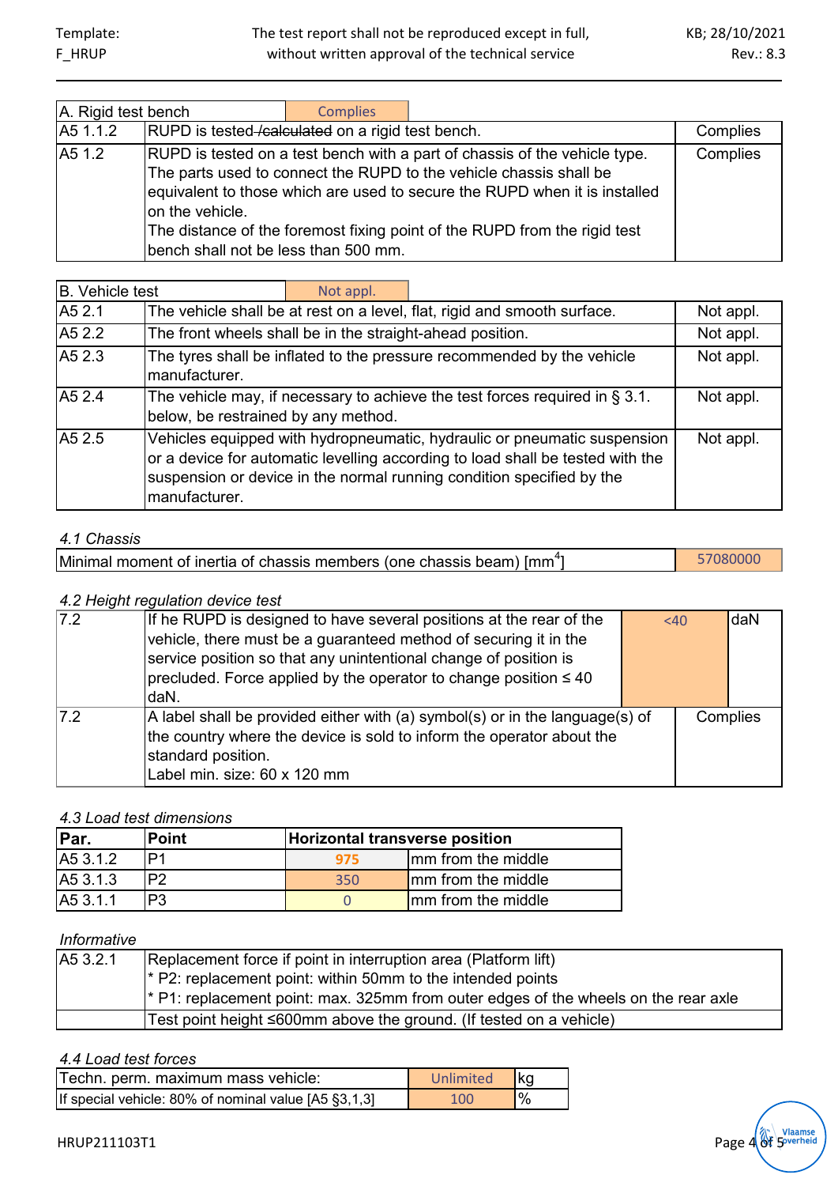| A. Rigid test bench | | Complies |
|---|---|---|
| A5 1.1.2 | RUPD is tested ~~/calculated~~ on a rigid test bench. | Complies |
| A5 1.2 | RUPD is tested on a test bench with a part of chassis of the vehicle type. The parts used to connect the RUPD to the vehicle chassis shall be equivalent to those which are used to secure the RUPD when it is installed on the vehicle. The distance of the foremost fixing point of the RUPD from the rigid test bench shall not be less than 500 mm. | Complies |

| B. Vehicle test | | Not appl. |
|---|---|---|
| A5 2.1 | The vehicle shall be at rest on a level, flat, rigid and smooth surface. | Not appl. |
| A5 2.2 | The front wheels shall be in the straight-ahead position. | Not appl. |
| A5 2.3 | The tyres shall be inflated to the pressure recommended by the vehicle manufacturer. | Not appl. |
| A5 2.4 | The vehicle may, if necessary to achieve the test forces required in § 3.1. below, be restrained by any method. | Not appl. |
| A5 2.5 | Vehicles equipped with hydropneumatic, hydraulic or pneumatic suspension or a device for automatic levelling according to load shall be tested with the suspension or device in the normal running condition specified by the manufacturer. | Not appl. |

*4.1 Chassis*

| Minimal moment of inertia of chassis members (one chassis beam) [$mm^4$] | 57080000 |
|---|---|

*4.2 Height regulation device test*

| | | | |
|---|---|---|---|
| 7.2 | If he RUPD is designed to have several positions at the rear of the vehicle, there must be a guaranteed method of securing it in the service position so that any unintentional change of position is precluded. Force applied by the operator to change position ≤ 40 daN. | <40 | daN |
| 7.2 | A label shall be provided either with (a) symbol(s) or in the language(s) of the country where the device is sold to inform the operator about the standard position. Label min. size: 60 x 120 mm | Complies | |

*4.3 Load test dimensions*

| **Par.** | **Point** | **Horizontal transverse position** | |
|---|---|---|---|
| A5 3.1.2 | P1 | 975 | mm from the middle |
| A5 3.1.3 | P2 | 350 | mm from the middle |
| A5 3.1.1 | P3 | 0 | mm from the middle |

*Informative*

| | |
|---|---|
| A5 3.2.1 | Replacement force if point in interruption area (Platform lift)<br>* P2: replacement point: within 50mm to the intended points<br>* P1: replacement point: max. 325mm from outer edges of the wheels on the rear axle |
| | Test point height ≤600mm above the ground. (If tested on a vehicle) |

*4.4 Load test forces*

| | | |
|---|---|---|
| Techn. perm. maximum mass vehicle: | Unlimited | kg |
| If special vehicle: 80% of nominal value [A5 §3,1,3] | 100 | % |

HRUP211103T1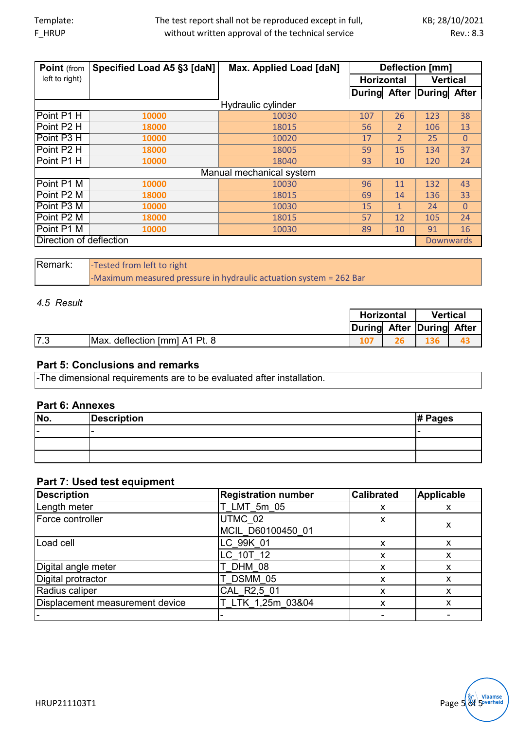| Point (from left to right) | Specified Load A5 §3 [daN] | Max. Applied Load [daN] | Deflection [mm] | | | |
|---|---|---|---|---|---|---|
| | | | Horizontal | | Vertical | |
| | | | During | After | During | After |
| Hydraulic cylinder | | | | | | |
| Point P1 H | 10000 | 10030 | 107 | 26 | 123 | 38 |
| Point P2 H | 18000 | 18015 | 56 | 2 | 106 | 13 |
| Point P3 H | 10000 | 10020 | 17 | 2 | 25 | 0 |
| Point P2 H | 18000 | 18005 | 59 | 15 | 134 | 37 |
| Point P1 H | 10000 | 18040 | 93 | 10 | 120 | 24 |
| Manual mechanical system | | | | | | |
| Point P1 M | 10000 | 10030 | 96 | 11 | 132 | 43 |
| Point P2 M | 18000 | 18015 | 69 | 14 | 136 | 33 |
| Point P3 M | 10000 | 10030 | 15 | 1 | 24 | 0 |
| Point P2 M | 18000 | 18015 | 57 | 12 | 105 | 24 |
| Point P1 M | 10000 | 10030 | 89 | 10 | 91 | 16 |
| Direction of deflection | | | | | Downwards | |

| | |
|---|---|
| Remark: | -Tested from left to right<br>-Maximum measured pressure in hydraulic actuation system = 262 Bar |

*4.5 Result*

| | | Horizontal | | Vertical | |
|---|---|---|---|---|---|
| | | During | After | During | After |
| 7.3 | Max. deflection [mm] A1 Pt. 8 | 107 | 26 | 136 | 43 |

## Part 5: Conclusions and remarks

-The dimensional requirements are to be evaluated after installation.

## Part 6: Annexes

| No. | Description | # Pages |
|---|---|---|
| - | - | - |
| | | |
| | | |

## Part 7: Used test equipment

| Description | Registration number | Calibrated | Applicable |
|---|---|---|---|
| Length meter | T_LMT_5m_05 | x | x |
| Force controller | UTMC_02<br>MCIL_D60100450_01 | x | x |
| Load cell | LC_99K_01 | x | x |
| | LC_10T_12 | x | x |
| Digital angle meter | T_DHM_08 | x | x |
| Digital protractor | T_DSMM_05 | x | x |
| Radius caliper | CAL_R2,5_01 | x | x |
| Displacement measurement device | T_LTK_1,25m_03&04 | x | x |
| - | - | - | - |